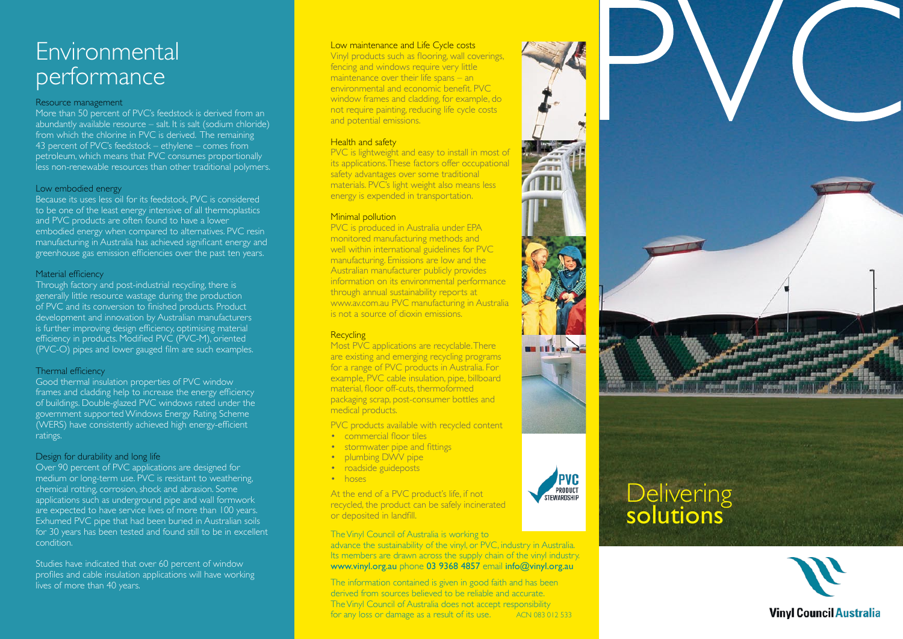# Environmental performance

### Resource management

More than 50 percent of PVC's feedstock is derived from an abundantly available resource – salt. It is salt (sodium chloride) from which the chlorine in PVC is derived. The remaining 43 percent of PVC's feedstock – ethylene – comes from petroleum, which means that PVC consumes proportionally less non-renewable resources than other traditional polymers.

### Low embodied energy

Because its uses less oil for its feedstock, PVC is considered to be one of the least energy intensive of all thermoplastics and PVC products are often found to have a lower embodied energy when compared to alternatives. PVC resin manufacturing in Australia has achieved significant energy and greenhouse gas emission efficiencies over the past ten years.

### Material efficiency

Through factory and post-industrial recycling, there is generally little resource wastage during the production of PVC and its conversion to finished products. Product development and innovation by Australian manufacturers is further improving design efficiency, optimising material efficiency in products. Modified PVC (PVC-M), oriented (PVC-O) pipes and lower gauged film are such examples.

### Thermal efficiency

Good thermal insulation properties of PVC window frames and cladding help to increase the energy efficiency of buildings. Double-glazed PVC windows rated under the government supported Windows Energy Rating Scheme (WERS) have consistently achieved high energy-efficient ratings.

### Design for durability and long life

Over 90 percent of PVC applications are designed for medium or long-term use. PVC is resistant to weathering, chemical rotting, corrosion, shock and abrasion. Some applications such as underground pipe and wall formwork are expected to have service lives of more than 100 years. Exhumed PVC pipe that had been buried in Australian soils for 30 years has been tested and found still to be in excellent condition.

Studies have indicated that over 60 percent of window profiles and cable insulation applications will have working lives of more than 40 years.

### Low maintenance and Life Cycle costs

Vinyl products such as flooring, wall coverings, fencing and windows require very little maintenance over their life spans – an environmental and economic benefit. PVC window frames and cladding, for example, do not require painting, reducing life cycle costs and potential emissions.

### Health and safety

PVC is lightweight and easy to install in most of its applications. These factors offer occupational safety advantages over some traditional materials. PVC's light weight also means less energy is expended in transportation.

### Minimal pollution

PVC is produced in Australia under EPA monitored manufacturing methods and well within international guidelines for PVC manufacturing. Emissions are low and the Australian manufacturer publicly provides information on its environmental performance through annual sustainability reports at www.av.com.au PVC manufacturing in Australia is not a source of dioxin emissions.

### Recycling

Most PVC applications are recyclable. There are existing and emerging recycling programs for a range of PVC products in Australia. For example, PVC cable insulation, pipe, billboard material, floor off-cuts, thermoformed packaging scrap, post-consumer bottles and medical products.

PVC products available with recycled content

- commercial floor tiles
- stormwater pipe and fittings
- plumbing DWV pipe
- roadside guideposts
- hoses

At the end of a PVC product's life, if not recycled, the product can be safely incinerated or deposited in landfill.

PVC PRODUCT STEWARDSHIP

The Vinyl Council of Australia is working to advance the sustainability of the vinyl, or PVC, industry in Australia. Its members are drawn across the supply chain of the vinyl industry.
**www.vinyl.org.au** phone **03 9368 4857** email **info@vinyl.org.au**

The information contained is given in good faith and has been derived from sources believed to be reliable and accurate. The Vinyl Council of Australia does not accept responsibility for any loss or damage as a result of its use. ACN 083 012 533

# PVC

## Delivering solutions

Vinyl Council Australia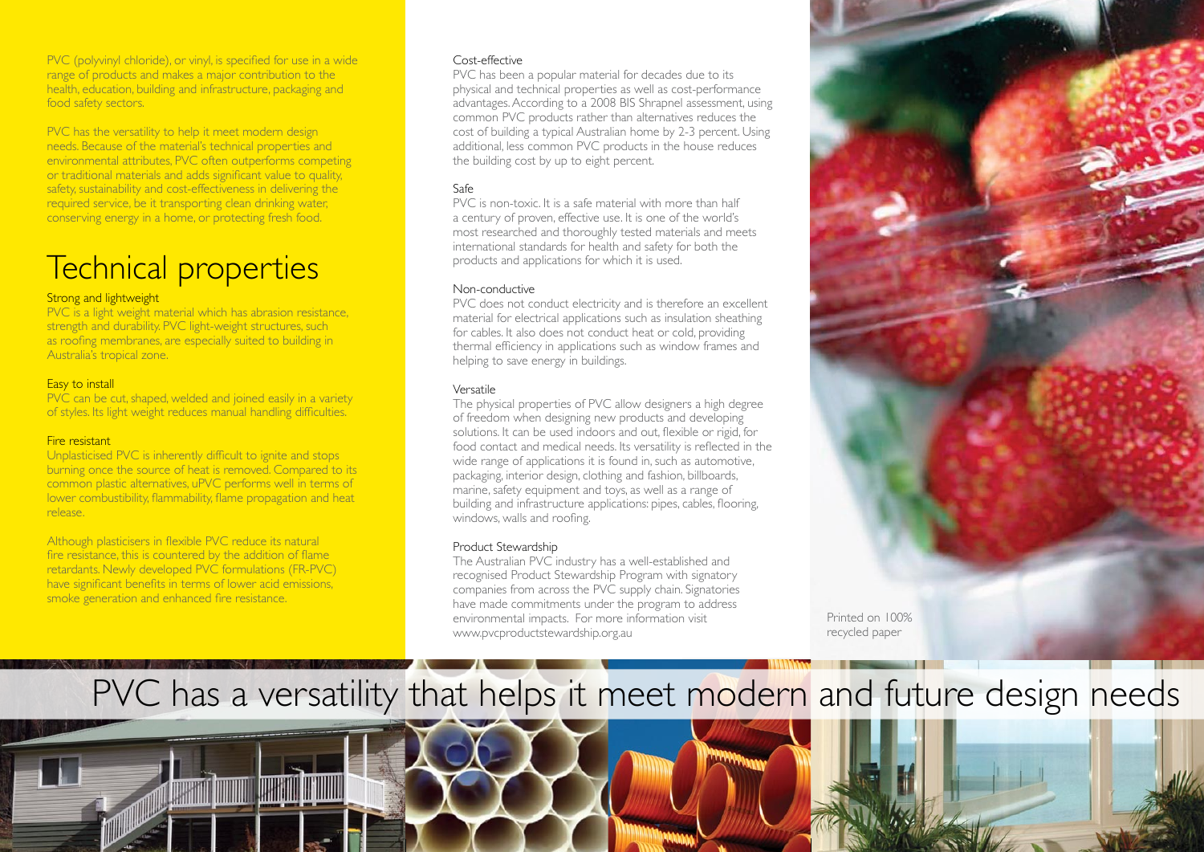PVC (polyvinyl chloride), or vinyl, is specified for use in a wide range of products and makes a major contribution to the health, education, building and infrastructure, packaging and food safety sectors.

PVC has the versatility to help it meet modern design needs. Because of the material's technical properties and environmental attributes, PVC often outperforms competing or traditional materials and adds significant value to quality, safety, sustainability and cost-effectiveness in delivering the required service, be it transporting clean drinking water, conserving energy in a home, or protecting fresh food.

# Technical properties

### Strong and lightweight

PVC is a light weight material which has abrasion resistance, strength and durability. PVC light-weight structures, such as roofing membranes, are especially suited to building in Australia's tropical zone.

### Easy to install

PVC can be cut, shaped, welded and joined easily in a variety of styles. Its light weight reduces manual handling difficulties.

### Fire resistant

Unplasticised PVC is inherently difficult to ignite and stops burning once the source of heat is removed. Compared to its common plastic alternatives, uPVC performs well in terms of lower combustibility, flammability, flame propagation and heat release.

Although plasticisers in flexible PVC reduce its natural fire resistance, this is countered by the addition of flame retardants. Newly developed PVC formulations (FR-PVC) have significant benefits in terms of lower acid emissions, smoke generation and enhanced fire resistance.

### Cost-effective

PVC has been a popular material for decades due to its physical and technical properties as well as cost-performance advantages. According to a 2008 BIS Shrapnel assessment, using common PVC products rather than alternatives reduces the cost of building a typical Australian home by 2-3 percent. Using additional, less common PVC products in the house reduces the building cost by up to eight percent.

### Safe

PVC is non-toxic. It is a safe material with more than half a century of proven, effective use. It is one of the world's most researched and thoroughly tested materials and meets international standards for health and safety for both the products and applications for which it is used.

### Non-conductive

PVC does not conduct electricity and is therefore an excellent material for electrical applications such as insulation sheathing for cables. It also does not conduct heat or cold, providing thermal efficiency in applications such as window frames and helping to save energy in buildings.

### Versatile

The physical properties of PVC allow designers a high degree of freedom when designing new products and developing solutions. It can be used indoors and out, flexible or rigid, for food contact and medical needs. Its versatility is reflected in the wide range of applications it is found in, such as automotive, packaging, interior design, clothing and fashion, billboards, marine, safety equipment and toys, as well as a range of building and infrastructure applications: pipes, cables, flooring, windows, walls and roofing.

### Product Stewardship

The Australian PVC industry has a well-established and recognised Product Stewardship Program with signatory companies from across the PVC supply chain. Signatories have made commitments under the program to address environmental impacts. For more information visit www.pvcproductstewardship.org.au

Printed on 100% recycled paper

## PVC has a versatility that helps it meet modern and future design needs